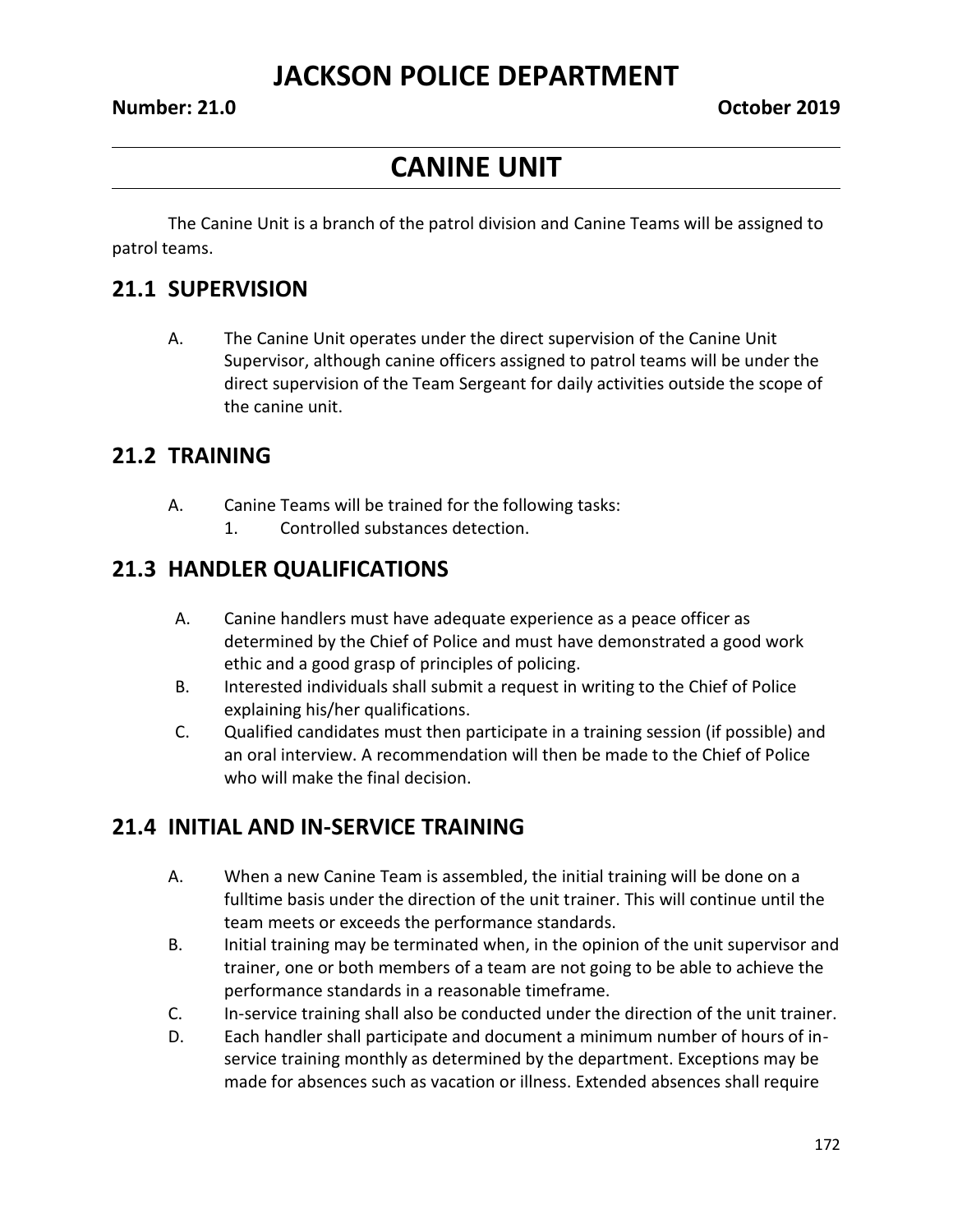# JACKSON POLICE DEPARTMENT

**Number: 21.0** **October 2019**

# CANINE UNIT

The Canine Unit is a branch of the patrol division and Canine Teams will be assigned to patrol teams.

## 21.1 SUPERVISION

A. The Canine Unit operates under the direct supervision of the Canine Unit Supervisor, although canine officers assigned to patrol teams will be under the direct supervision of the Team Sergeant for daily activities outside the scope of the canine unit.

## 21.2 TRAINING

A. Canine Teams will be trained for the following tasks:
   1. Controlled substances detection.

## 21.3 HANDLER QUALIFICATIONS

A. Canine handlers must have adequate experience as a peace officer as determined by the Chief of Police and must have demonstrated a good work ethic and a good grasp of principles of policing.

B. Interested individuals shall submit a request in writing to the Chief of Police explaining his/her qualifications.

C. Qualified candidates must then participate in a training session (if possible) and an oral interview. A recommendation will then be made to the Chief of Police who will make the final decision.

## 21.4 INITIAL AND IN-SERVICE TRAINING

A. When a new Canine Team is assembled, the initial training will be done on a fulltime basis under the direction of the unit trainer. This will continue until the team meets or exceeds the performance standards.

B. Initial training may be terminated when, in the opinion of the unit supervisor and trainer, one or both members of a team are not going to be able to achieve the performance standards in a reasonable timeframe.

C. In-service training shall also be conducted under the direction of the unit trainer.

D. Each handler shall participate and document a minimum number of hours of in-service training monthly as determined by the department. Exceptions may be made for absences such as vacation or illness. Extended absences shall require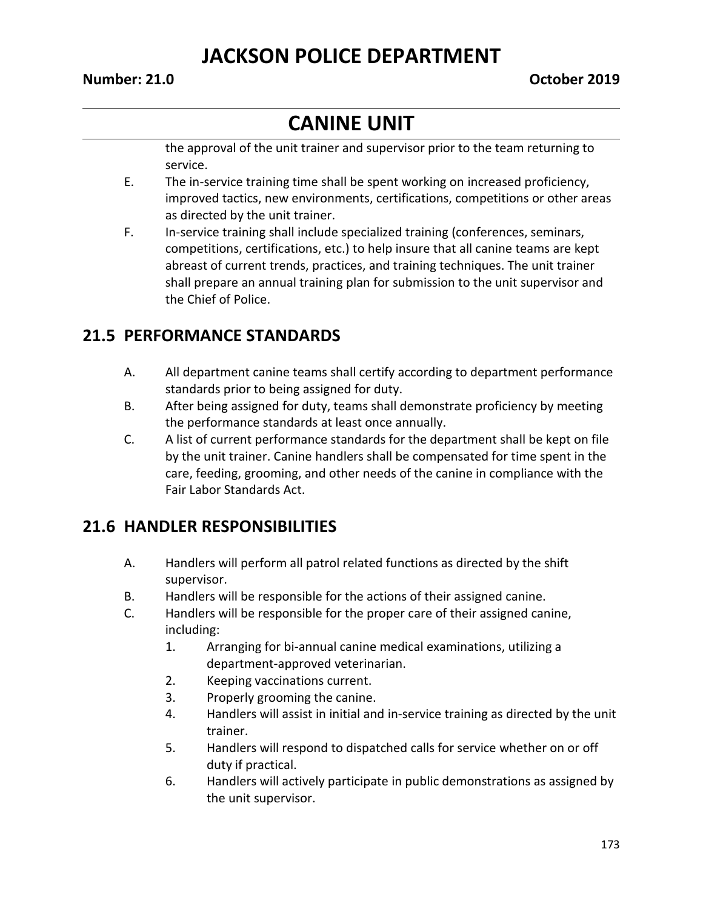the approval of the unit trainer and supervisor prior to the team returning to service.

E. The in-service training time shall be spent working on increased proficiency, improved tactics, new environments, certifications, competitions or other areas as directed by the unit trainer.

F. In-service training shall include specialized training (conferences, seminars, competitions, certifications, etc.) to help insure that all canine teams are kept abreast of current trends, practices, and training techniques. The unit trainer shall prepare an annual training plan for submission to the unit supervisor and the Chief of Police.

## 21.5 PERFORMANCE STANDARDS

A. All department canine teams shall certify according to department performance standards prior to being assigned for duty.

B. After being assigned for duty, teams shall demonstrate proficiency by meeting the performance standards at least once annually.

C. A list of current performance standards for the department shall be kept on file by the unit trainer. Canine handlers shall be compensated for time spent in the care, feeding, grooming, and other needs of the canine in compliance with the Fair Labor Standards Act.

## 21.6 HANDLER RESPONSIBILITIES

A. Handlers will perform all patrol related functions as directed by the shift supervisor.

B. Handlers will be responsible for the actions of their assigned canine.

C. Handlers will be responsible for the proper care of their assigned canine, including:

1. Arranging for bi-annual canine medical examinations, utilizing a department-approved veterinarian.
2. Keeping vaccinations current.
3. Properly grooming the canine.
4. Handlers will assist in initial and in-service training as directed by the unit trainer.
5. Handlers will respond to dispatched calls for service whether on or off duty if practical.
6. Handlers will actively participate in public demonstrations as assigned by the unit supervisor.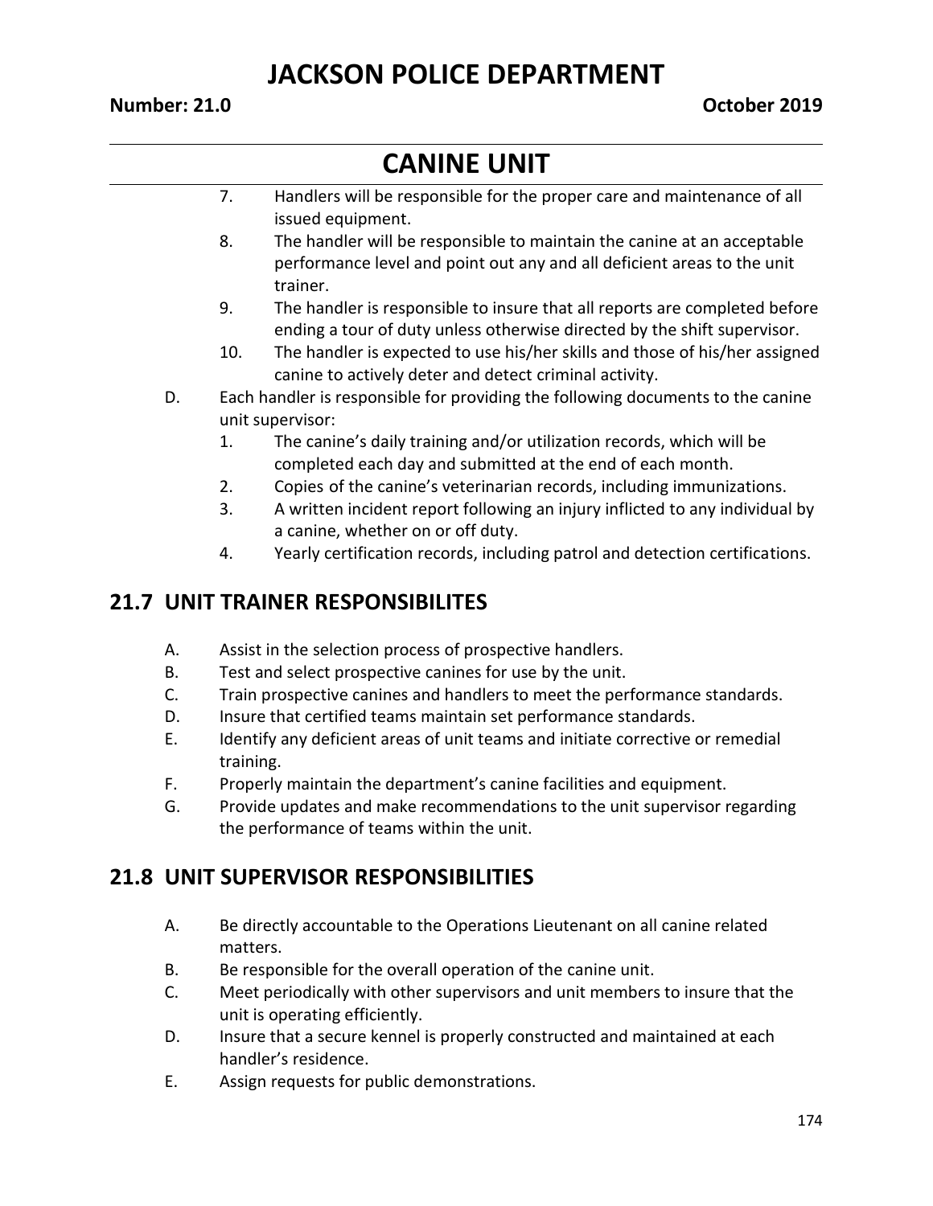7. Handlers will be responsible for the proper care and maintenance of all issued equipment.
8. The handler will be responsible to maintain the canine at an acceptable performance level and point out any and all deficient areas to the unit trainer.
9. The handler is responsible to insure that all reports are completed before ending a tour of duty unless otherwise directed by the shift supervisor.
10. The handler is expected to use his/her skills and those of his/her assigned canine to actively deter and detect criminal activity.

D. Each handler is responsible for providing the following documents to the canine unit supervisor:
   1. The canine's daily training and/or utilization records, which will be completed each day and submitted at the end of each month.
   2. Copies of the canine's veterinarian records, including immunizations.
   3. A written incident report following an injury inflicted to any individual by a canine, whether on or off duty.
   4. Yearly certification records, including patrol and detection certifications.

## 21.7 UNIT TRAINER RESPONSIBILITES

A. Assist in the selection process of prospective handlers.

B. Test and select prospective canines for use by the unit.

C. Train prospective canines and handlers to meet the performance standards.

D. Insure that certified teams maintain set performance standards.

E. Identify any deficient areas of unit teams and initiate corrective or remedial training.

F. Properly maintain the department's canine facilities and equipment.

G. Provide updates and make recommendations to the unit supervisor regarding the performance of teams within the unit.

## 21.8 UNIT SUPERVISOR RESPONSIBILITIES

A. Be directly accountable to the Operations Lieutenant on all canine related matters.

B. Be responsible for the overall operation of the canine unit.

C. Meet periodically with other supervisors and unit members to insure that the unit is operating efficiently.

D. Insure that a secure kennel is properly constructed and maintained at each handler's residence.

E. Assign requests for public demonstrations.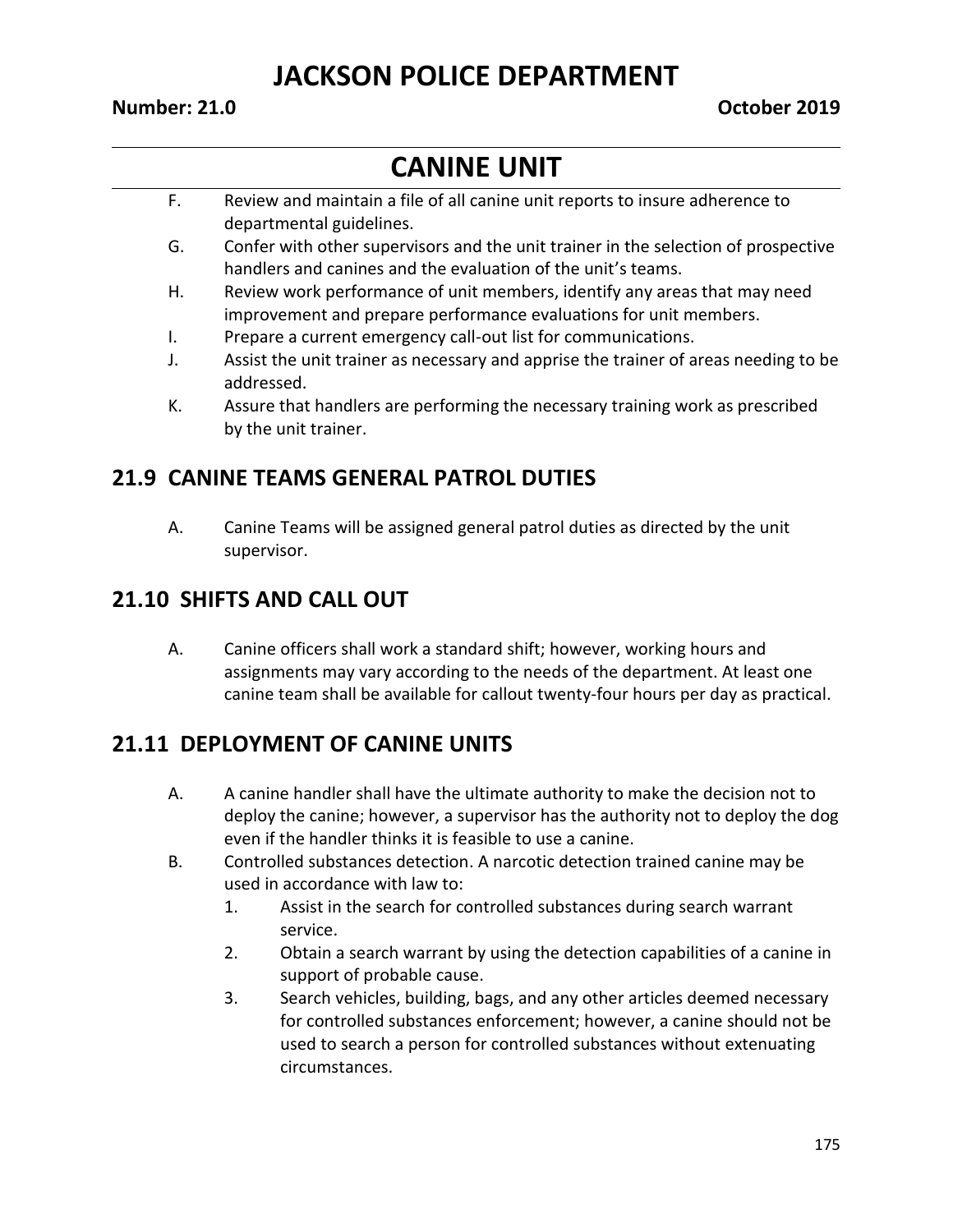F. Review and maintain a file of all canine unit reports to insure adherence to departmental guidelines.

G. Confer with other supervisors and the unit trainer in the selection of prospective handlers and canines and the evaluation of the unit's teams.

H. Review work performance of unit members, identify any areas that may need improvement and prepare performance evaluations for unit members.

I. Prepare a current emergency call-out list for communications.

J. Assist the unit trainer as necessary and apprise the trainer of areas needing to be addressed.

K. Assure that handlers are performing the necessary training work as prescribed by the unit trainer.

## 21.9 CANINE TEAMS GENERAL PATROL DUTIES

A. Canine Teams will be assigned general patrol duties as directed by the unit supervisor.

## 21.10 SHIFTS AND CALL OUT

A. Canine officers shall work a standard shift; however, working hours and assignments may vary according to the needs of the department. At least one canine team shall be available for callout twenty-four hours per day as practical.

## 21.11 DEPLOYMENT OF CANINE UNITS

A. A canine handler shall have the ultimate authority to make the decision not to deploy the canine; however, a supervisor has the authority not to deploy the dog even if the handler thinks it is feasible to use a canine.

B. Controlled substances detection. A narcotic detection trained canine may be used in accordance with law to:

1. Assist in the search for controlled substances during search warrant service.
2. Obtain a search warrant by using the detection capabilities of a canine in support of probable cause.
3. Search vehicles, building, bags, and any other articles deemed necessary for controlled substances enforcement; however, a canine should not be used to search a person for controlled substances without extenuating circumstances.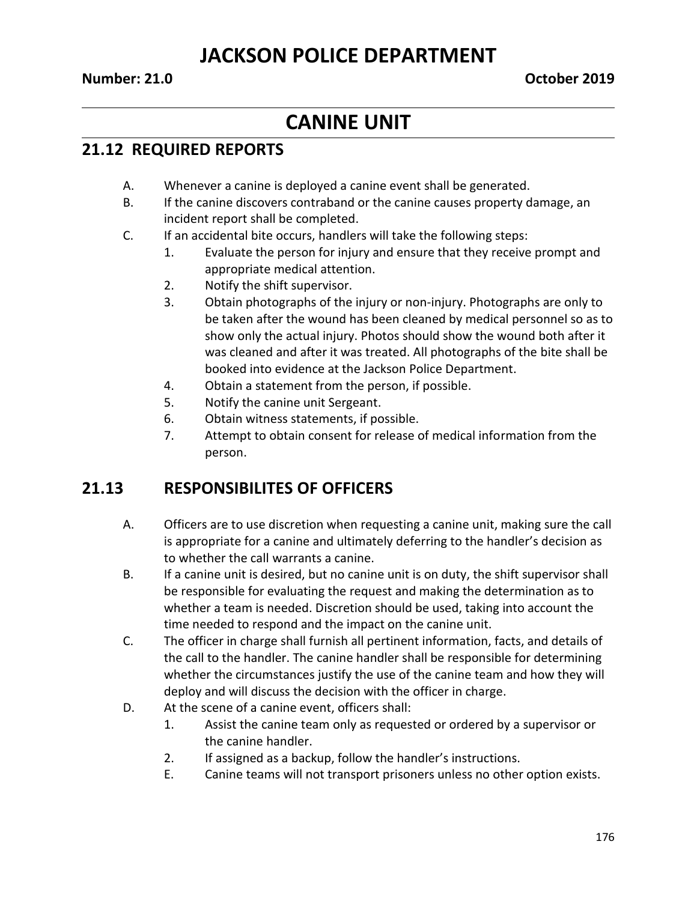# JACKSON POLICE DEPARTMENT

**Number: 21.0** **October 2019**

# CANINE UNIT

## 21.12 REQUIRED REPORTS

A. Whenever a canine is deployed a canine event shall be generated.

B. If the canine discovers contraband or the canine causes property damage, an incident report shall be completed.

C. If an accidental bite occurs, handlers will take the following steps:

1. Evaluate the person for injury and ensure that they receive prompt and appropriate medical attention.
2. Notify the shift supervisor.
3. Obtain photographs of the injury or non-injury. Photographs are only to be taken after the wound has been cleaned by medical personnel so as to show only the actual injury. Photos should show the wound both after it was cleaned and after it was treated. All photographs of the bite shall be booked into evidence at the Jackson Police Department.
4. Obtain a statement from the person, if possible.
5. Notify the canine unit Sergeant.
6. Obtain witness statements, if possible.
7. Attempt to obtain consent for release of medical information from the person.

## 21.13 RESPONSIBILITES OF OFFICERS

A. Officers are to use discretion when requesting a canine unit, making sure the call is appropriate for a canine and ultimately deferring to the handler's decision as to whether the call warrants a canine.

B. If a canine unit is desired, but no canine unit is on duty, the shift supervisor shall be responsible for evaluating the request and making the determination as to whether a team is needed. Discretion should be used, taking into account the time needed to respond and the impact on the canine unit.

C. The officer in charge shall furnish all pertinent information, facts, and details of the call to the handler. The canine handler shall be responsible for determining whether the circumstances justify the use of the canine team and how they will deploy and will discuss the decision with the officer in charge.

D. At the scene of a canine event, officers shall:

1. Assist the canine team only as requested or ordered by a supervisor or the canine handler.
2. If assigned as a backup, follow the handler's instructions.

E. Canine teams will not transport prisoners unless no other option exists.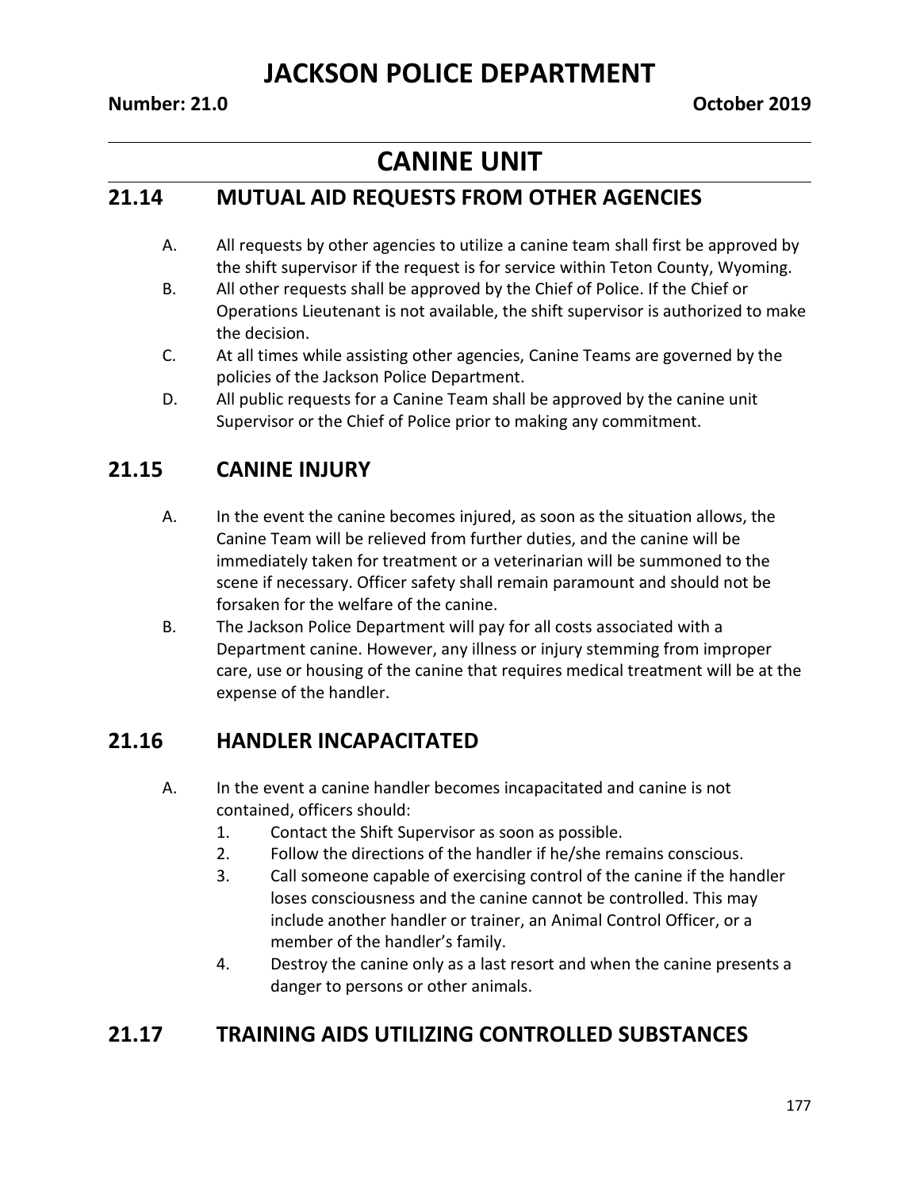# JACKSON POLICE DEPARTMENT

**Number: 21.0** **October 2019**

# CANINE UNIT

## 21.14 MUTUAL AID REQUESTS FROM OTHER AGENCIES

A. All requests by other agencies to utilize a canine team shall first be approved by the shift supervisor if the request is for service within Teton County, Wyoming.

B. All other requests shall be approved by the Chief of Police. If the Chief or Operations Lieutenant is not available, the shift supervisor is authorized to make the decision.

C. At all times while assisting other agencies, Canine Teams are governed by the policies of the Jackson Police Department.

D. All public requests for a Canine Team shall be approved by the canine unit Supervisor or the Chief of Police prior to making any commitment.

## 21.15 CANINE INJURY

A. In the event the canine becomes injured, as soon as the situation allows, the Canine Team will be relieved from further duties, and the canine will be immediately taken for treatment or a veterinarian will be summoned to the scene if necessary. Officer safety shall remain paramount and should not be forsaken for the welfare of the canine.

B. The Jackson Police Department will pay for all costs associated with a Department canine. However, any illness or injury stemming from improper care, use or housing of the canine that requires medical treatment will be at the expense of the handler.

## 21.16 HANDLER INCAPACITATED

A. In the event a canine handler becomes incapacitated and canine is not contained, officers should:

1. Contact the Shift Supervisor as soon as possible.
2. Follow the directions of the handler if he/she remains conscious.
3. Call someone capable of exercising control of the canine if the handler loses consciousness and the canine cannot be controlled. This may include another handler or trainer, an Animal Control Officer, or a member of the handler's family.
4. Destroy the canine only as a last resort and when the canine presents a danger to persons or other animals.

## 21.17 TRAINING AIDS UTILIZING CONTROLLED SUBSTANCES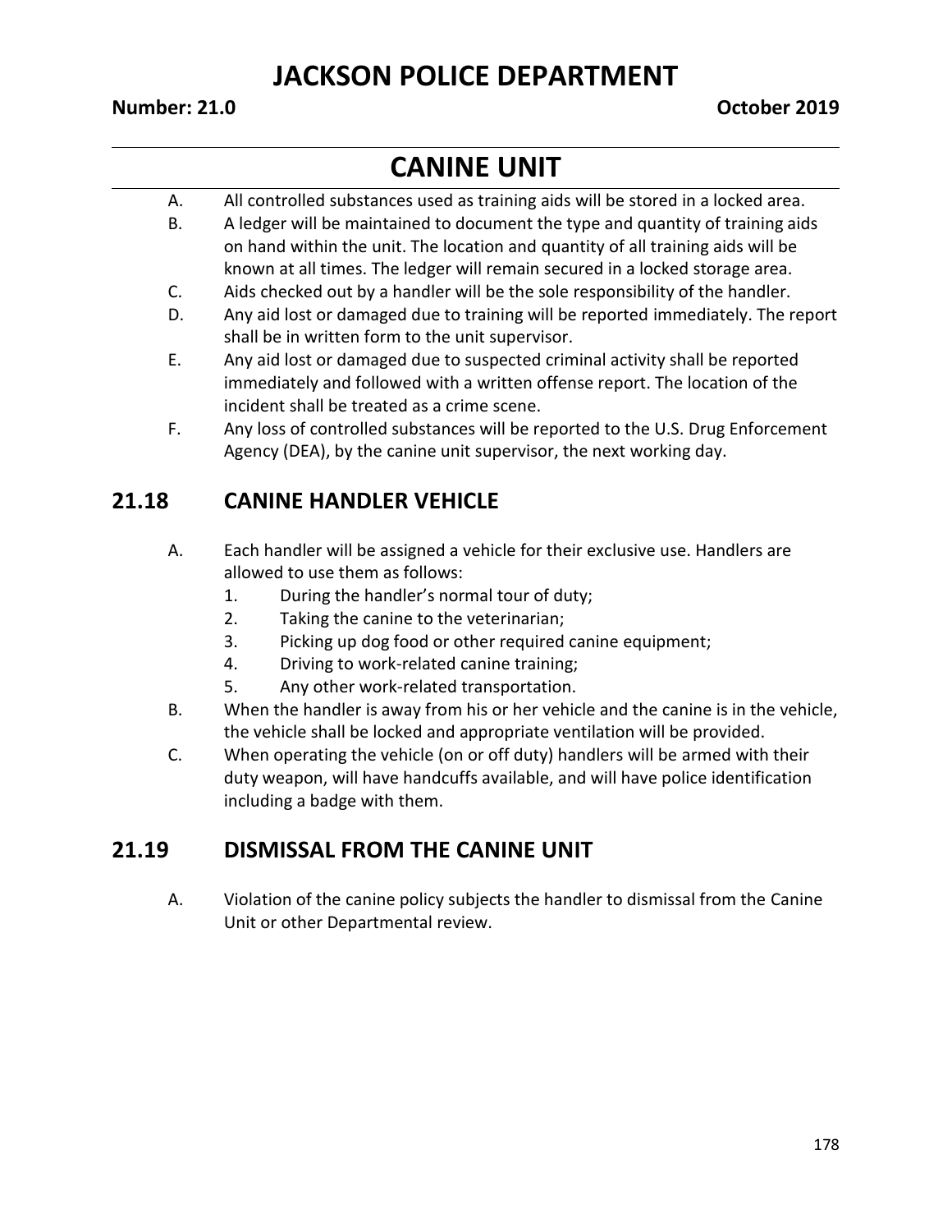A. All controlled substances used as training aids will be stored in a locked area.

B. A ledger will be maintained to document the type and quantity of training aids on hand within the unit. The location and quantity of all training aids will be known at all times. The ledger will remain secured in a locked storage area.

C. Aids checked out by a handler will be the sole responsibility of the handler.

D. Any aid lost or damaged due to training will be reported immediately. The report shall be in written form to the unit supervisor.

E. Any aid lost or damaged due to suspected criminal activity shall be reported immediately and followed with a written offense report. The location of the incident shall be treated as a crime scene.

F. Any loss of controlled substances will be reported to the U.S. Drug Enforcement Agency (DEA), by the canine unit supervisor, the next working day.

## 21.18 CANINE HANDLER VEHICLE

A. Each handler will be assigned a vehicle for their exclusive use. Handlers are allowed to use them as follows:
   1. During the handler's normal tour of duty;
   2. Taking the canine to the veterinarian;
   3. Picking up dog food or other required canine equipment;
   4. Driving to work-related canine training;
   5. Any other work-related transportation.

B. When the handler is away from his or her vehicle and the canine is in the vehicle, the vehicle shall be locked and appropriate ventilation will be provided.

C. When operating the vehicle (on or off duty) handlers will be armed with their duty weapon, will have handcuffs available, and will have police identification including a badge with them.

## 21.19 DISMISSAL FROM THE CANINE UNIT

A. Violation of the canine policy subjects the handler to dismissal from the Canine Unit or other Departmental review.